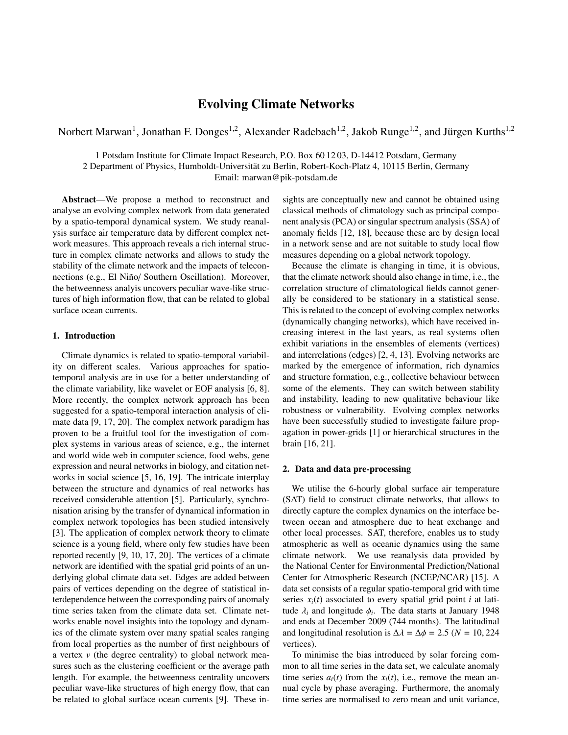# Evolving Climate Networks

Norbert Marwan[1], Jonathan F. Donges[1,2], Alexander Radebach[1,2], Jakob Runge[1,2], and Jürgen Kurths[1,2]

1 Potsdam Institute for Climate Impact Research, P.O. Box 60 12 03, D-14412 Potsdam, Germany
2 Department of Physics, Humboldt-Universität zu Berlin, Robert-Koch-Platz 4, 10115 Berlin, Germany
Email: marwan@pik-potsdam.de

**Abstract**—We propose a method to reconstruct and analyse an evolving complex network from data generated by a spatio-temporal dynamical system. We study reanalysis surface air temperature data by different complex network measures. This approach reveals a rich internal structure in complex climate networks and allows to study the stability of the climate network and the impacts of teleconnections (e.g., El Niño/ Southern Oscillation). Moreover, the betweenness analyis uncovers peculiar wave-like structures of high information flow, that can be related to global surface ocean currents.

## 1. Introduction

Climate dynamics is related to spatio-temporal variability on different scales. Various approaches for spatio-temporal analysis are in use for a better understanding of the climate variability, like wavelet or EOF analysis [6, 8]. More recently, the complex network approach has been suggested for a spatio-temporal interaction analysis of climate data [9, 17, 20]. The complex network paradigm has proven to be a fruitful tool for the investigation of complex systems in various areas of science, e.g., the internet and world wide web in computer science, food webs, gene expression and neural networks in biology, and citation networks in social science [5, 16, 19]. The intricate interplay between the structure and dynamics of real networks has received considerable attention [5]. Particularly, synchronisation arising by the transfer of dynamical information in complex network topologies has been studied intensively [3]. The application of complex network theory to climate science is a young field, where only few studies have been reported recently [9, 10, 17, 20]. The vertices of a climate network are identified with the spatial grid points of an underlying global climate data set. Edges are added between pairs of vertices depending on the degree of statistical interdependence between the corresponding pairs of anomaly time series taken from the climate data set. Climate networks enable novel insights into the topology and dynamics of the climate system over many spatial scales ranging from local properties as the number of first neighbours of a vertex $v$ (the degree centrality) to global network measures such as the clustering coefficient or the average path length. For example, the betweenness centrality uncovers peculiar wave-like structures of high energy flow, that can be related to global surface ocean currents [9]. These insights are conceptually new and cannot be obtained using classical methods of climatology such as principal component analysis (PCA) or singular spectrum analysis (SSA) of anomaly fields [12, 18], because these are by design local in a network sense and are not suitable to study local flow measures depending on a global network topology.

Because the climate is changing in time, it is obvious, that the climate network should also change in time, i.e., the correlation structure of climatological fields cannot generally be considered to be stationary in a statistical sense. This is related to the concept of evolving complex networks (dynamically changing networks), which have received increasing interest in the last years, as real systems often exhibit variations in the ensembles of elements (vertices) and interrelations (edges) [2, 4, 13]. Evolving networks are marked by the emergence of information, rich dynamics and structure formation, e.g., collective behaviour between some of the elements. They can switch between stability and instability, leading to new qualitative behaviour like robustness or vulnerability. Evolving complex networks have been successfully studied to investigate failure propagation in power-grids [1] or hierarchical structures in the brain [16, 21].

## 2. Data and data pre-processing

We utilise the 6-hourly global surface air temperature (SAT) field to construct climate networks, that allows to directly capture the complex dynamics on the interface between ocean and atmosphere due to heat exchange and other local processes. SAT, therefore, enables us to study atmospheric as well as oceanic dynamics using the same climate network. We use reanalysis data provided by the National Center for Environmental Prediction/National Center for Atmospheric Research (NCEP/NCAR) [15]. A data set consists of a regular spatio-temporal grid with time series $x_i(t)$ associated to every spatial grid point $i$ at latitude $\lambda_i$ and longitude $\phi_i$. The data starts at January 1948 and ends at December 2009 (744 months). The latitudinal and longitudinal resolution is $\Delta\lambda = \Delta\phi = 2.5$ ($N = 10,224$ vertices).

To minimise the bias introduced by solar forcing common to all time series in the data set, we calculate anomaly time series $a_i(t)$ from the $x_i(t)$, i.e., remove the mean annual cycle by phase averaging. Furthermore, the anomaly time series are normalised to zero mean and unit variance,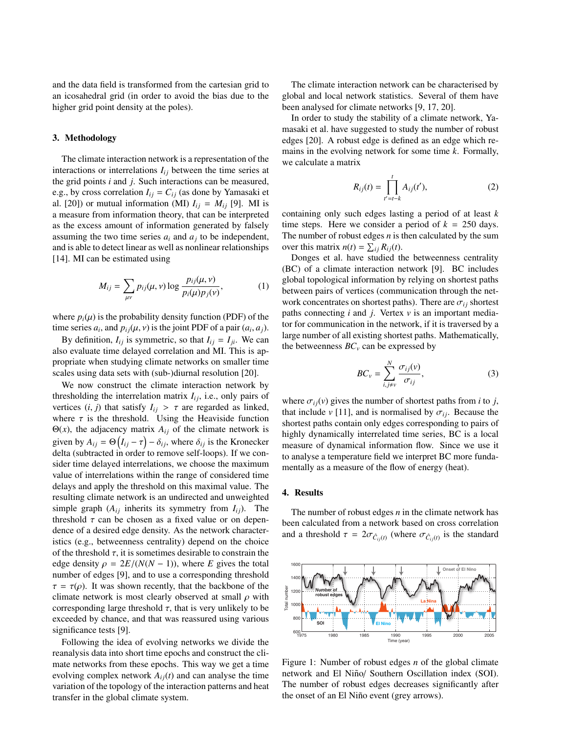and the data field is transformed from the cartesian grid to an icosahedral grid (in order to avoid the bias due to the higher grid point density at the poles).

## 3. Methodology

The climate interaction network is a representation of the interactions or interrelations $I_{ij}$ between the time series at the grid points $i$ and $j$. Such interactions can be measured, e.g., by cross correlation $I_{ij} = C_{ij}$ (as done by Yamasaki et al. [20]) or mutual information (MI) $I_{ij} = M_{ij}$ [9]. MI is a measure from information theory, that can be interpreted as the excess amount of information generated by falsely assuming the two time series $a_i$ and $a_j$ to be independent, and is able to detect linear as well as nonlinear relationships [14]. MI can be estimated using

$$M_{ij} = \sum_{\mu\nu} p_{ij}(\mu,\nu) \log \frac{p_{ij}(\mu,\nu)}{p_i(\mu)p_j(\nu)}, \tag{1}$$

where $p_i(\mu)$ is the probability density function (PDF) of the time series $a_i$, and $p_{ij}(\mu,\nu)$ is the joint PDF of a pair $(a_i, a_j)$.

By definition, $I_{ij}$ is symmetric, so that $I_{ij} = I_{ji}$. We can also evaluate time delayed correlation and MI. This is appropriate when studying climate networks on smaller time scales using data sets with (sub-)diurnal resolution [20].

We now construct the climate interaction network by thresholding the interrelation matrix $I_{ij}$, i.e., only pairs of vertices $(i, j)$ that satisfy $I_{ij} > \tau$ are regarded as linked, where $\tau$ is the threshold. Using the Heaviside function $\Theta(x)$, the adjacency matrix $A_{ij}$ of the climate network is given by $A_{ij} = \Theta\left(I_{ij} - \tau\right) - \delta_{ij}$, where $\delta_{ij}$ is the Kronecker delta (subtracted in order to remove self-loops). If we consider time delayed interrelations, we choose the maximum value of interrelations within the range of considered time delays and apply the threshold on this maximal value. The resulting climate network is an undirected and unweighted simple graph ($A_{ij}$ inherits its symmetry from $I_{ij}$). The threshold $\tau$ can be chosen as a fixed value or on dependence of a desired edge density. As the network characteristics (e.g., betweenness centrality) depend on the choice of the threshold $\tau$, it is sometimes desirable to constrain the edge density $\rho = 2E/(N(N-1))$, where $E$ gives the total number of edges [9], and to use a corresponding threshold $\tau = \tau(\rho)$. It was shown recently, that the backbone of the climate network is most clearly observed at small $\rho$ with corresponding large threshold $\tau$, that is very unlikely to be exceeded by chance, and that was reassured using various significance tests [9].

Following the idea of evolving networks we divide the reanalysis data into short time epochs and construct the climate networks from these epochs. This way we get a time evolving complex network $A_{ij}(t)$ and can analyse the time variation of the topology of the interaction patterns and heat transfer in the global climate system.

The climate interaction network can be characterised by global and local network statistics. Several of them have been analysed for climate networks [9, 17, 20].

In order to study the stability of a climate network, Yamasaki et al. have suggested to study the number of robust edges [20]. A robust edge is defined as an edge which remains in the evolving network for some time $k$. Formally, we calculate a matrix

$$R_{ij}(t) = \prod_{t'=t-k}^{t} A_{ij}(t'), \tag{2}$$

containing only such edges lasting a period of at least $k$ time steps. Here we consider a period of $k = 250$ days. The number of robust edges $n$ is then calculated by the sum over this matrix $n(t) = \sum_{ij} R_{ij}(t)$.

Donges et al. have studied the betweenness centrality (BC) of a climate interaction network [9]. BC includes global topological information by relying on shortest paths between pairs of vertices (communication through the network concentrates on shortest paths). There are $\sigma_{ij}$ shortest paths connecting $i$ and $j$. Vertex $v$ is an important mediator for communication in the network, if it is traversed by a large number of all existing shortest paths. Mathematically, the betweenness $BC_v$ can be expressed by

$$BC_v = \sum_{i,j \neq v}^{N} \frac{\sigma_{ij}(v)}{\sigma_{ij}}, \tag{3}$$

where $\sigma_{ij}(v)$ gives the number of shortest paths from $i$ to $j$, that include $v$ [11], and is normalised by $\sigma_{ij}$. Because the shortest paths contain only edges corresponding to pairs of highly dynamically interrelated time series, BC is a local measure of dynamical information flow. Since we use it to analyse a temperature field we interpret BC more fundamentally as a measure of the flow of energy (heat).

## 4. Results

The number of robust edges $n$ in the climate network has been calculated from a network based on cross correlation and a threshold $\tau = 2\sigma_{\hat{C}_{ij}(t)}$ (where $\sigma_{\hat{C}_{ij}(t)}$ is the standard

Figure 1: Number of robust edges $n$ of the global climate network and El Niño/ Southern Oscillation index (SOI). The number of robust edges decreases significantly after the onset of an El Niño event (grey arrows).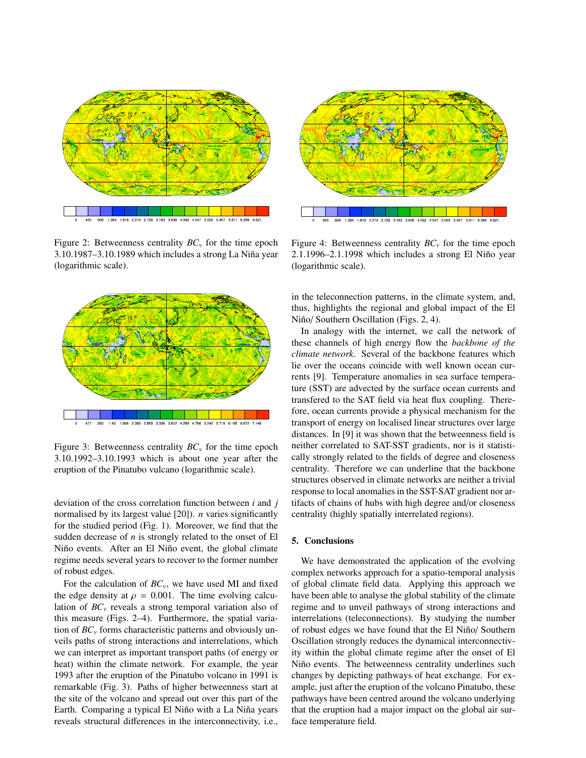Figure 2: Betweenness centrality $BC_v$ for the time epoch 3.10.1987–3.10.1989 which includes a strong La Niña year (logarithmic scale).

Figure 4: Betweenness centrality $BC_v$ for the time epoch 2.1.1996–2.1.1998 which includes a strong El Niño year (logarithmic scale).

Figure 3: Betweenness centrality $BC_v$ for the time epoch 3.10.1992–3.10.1993 which is about one year after the eruption of the Pinatubo vulcano (logarithmic scale).

deviation of the cross correlation function between $i$ and $j$ normalised by its largest value [20]). $n$ varies significantly for the studied period (Fig. 1). Moreover, we find that the sudden decrease of $n$ is strongly related to the onset of El Niño events. After an El Niño event, the global climate regime needs several years to recover to the former number of robust edges.

For the calculation of $BC_v$, we have used MI and fixed the edge density at $\rho = 0.001$. The time evolving calculation of $BC_v$ reveals a strong temporal variation also of this measure (Figs. 2–4). Furthermore, the spatial variation of $BC_v$ forms characteristic patterns and obviously unveils paths of strong interactions and interrelations, which we can interpret as important transport paths (of energy or heat) within the climate network. For example, the year 1993 after the eruption of the Pinatubo volcano in 1991 is remarkable (Fig. 3). Paths of higher betweenness start at the site of the volcano and spread out over this part of the Earth. Comparing a typical El Niño with a La Niña years reveals structural differences in the interconnectivity, i.e., in the teleconnection patterns, in the climate system, and, thus, highlights the regional and global impact of the El Niño/ Southern Oscillation (Figs. 2, 4).

In analogy with the internet, we call the network of these channels of high energy flow the *backbone of the climate network*. Several of the backbone features which lie over the oceans coincide with well known ocean currents [9]. Temperature anomalies in sea surface temperature (SST) are advected by the surface ocean currents and transfered to the SAT field via heat flux coupling. Therefore, ocean currents provide a physical mechanism for the transport of energy on localised linear structures over large distances. In [9] it was shown that the betweenness field is neither correlated to SAT-SST gradients, nor is it statistically strongly related to the fields of degree and closeness centrality. Therefore we can underline that the backbone structures observed in climate networks are neither a trivial response to local anomalies in the SST-SAT gradient nor artifacts of chains of hubs with high degree and/or closeness centrality (highly spatially interrelated regions).

## 5. Conclusions

We have demonstrated the application of the evolving complex networks approach for a spatio-temporal analysis of global climate field data. Applying this approach we have been able to analyse the global stability of the climate regime and to unveil pathways of strong interactions and interrelations (teleconnections). By studying the number of robust edges we have found that the El Niño/ Southern Oscillation strongly reduces the dynamical interconnectivity within the global climate regime after the onset of El Niño events. The betweenness centrality underlines such changes by depicting pathways of heat exchange. For example, just after the eruption of the volcano Pinatubo, these pathways have been centred around the volcano underlying that the eruption had a major impact on the global air surface temperature field.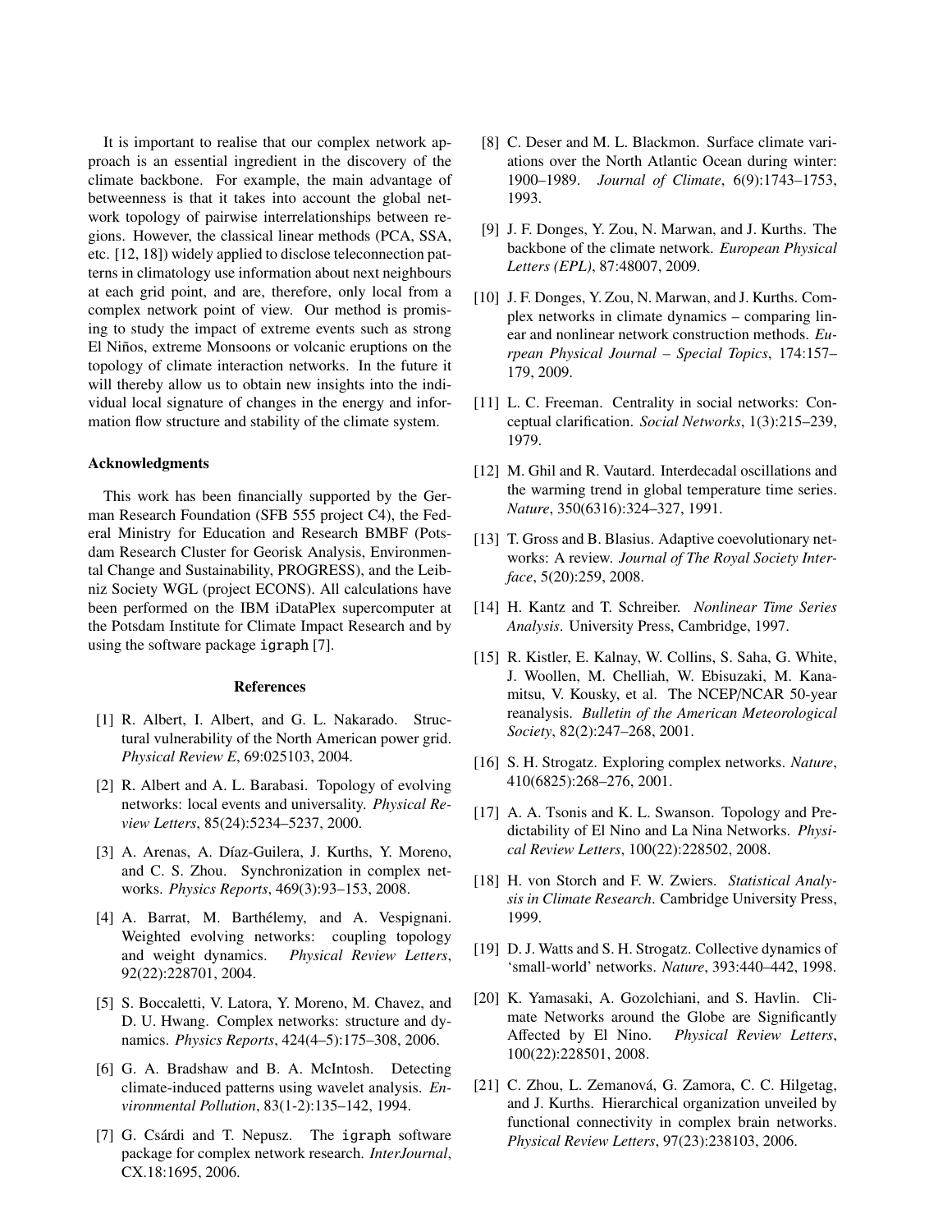It is important to realise that our complex network approach is an essential ingredient in the discovery of the climate backbone. For example, the main advantage of betweenness is that it takes into account the global network topology of pairwise interrelationships between regions. However, the classical linear methods (PCA, SSA, etc. [12, 18]) widely applied to disclose teleconnection patterns in climatology use information about next neighbours at each grid point, and are, therefore, only local from a complex network point of view. Our method is promising to study the impact of extreme events such as strong El Niños, extreme Monsoons or volcanic eruptions on the topology of climate interaction networks. In the future it will thereby allow us to obtain new insights into the individual local signature of changes in the energy and information flow structure and stability of the climate system.

#### Acknowledgments

This work has been financially supported by the German Research Foundation (SFB 555 project C4), the Federal Ministry for Education and Research BMBF (Potsdam Research Cluster for Georisk Analysis, Environmental Change and Sustainability, PROGRESS), and the Leibniz Society WGL (project ECONS). All calculations have been performed on the IBM iDataPlex supercomputer at the Potsdam Institute for Climate Impact Research and by using the software package `igraph` [7].

### References

[1] R. Albert, I. Albert, and G. L. Nakarado. Structural vulnerability of the North American power grid. *Physical Review E*, 69:025103, 2004.

[2] R. Albert and A. L. Barabasi. Topology of evolving networks: local events and universality. *Physical Review Letters*, 85(24):5234–5237, 2000.

[3] A. Arenas, A. Díaz-Guilera, J. Kurths, Y. Moreno, and C. S. Zhou. Synchronization in complex networks. *Physics Reports*, 469(3):93–153, 2008.

[4] A. Barrat, M. Barthélemy, and A. Vespignani. Weighted evolving networks: coupling topology and weight dynamics. *Physical Review Letters*, 92(22):228701, 2004.

[5] S. Boccaletti, V. Latora, Y. Moreno, M. Chavez, and D. U. Hwang. Complex networks: structure and dynamics. *Physics Reports*, 424(4–5):175–308, 2006.

[6] G. A. Bradshaw and B. A. McIntosh. Detecting climate-induced patterns using wavelet analysis. *Environmental Pollution*, 83(1-2):135–142, 1994.

[7] G. Csárdi and T. Nepusz. The `igraph` software package for complex network research. *InterJournal*, CX.18:1695, 2006.

[8] C. Deser and M. L. Blackmon. Surface climate variations over the North Atlantic Ocean during winter: 1900–1989. *Journal of Climate*, 6(9):1743–1753, 1993.

[9] J. F. Donges, Y. Zou, N. Marwan, and J. Kurths. The backbone of the climate network. *European Physical Letters (EPL)*, 87:48007, 2009.

[10] J. F. Donges, Y. Zou, N. Marwan, and J. Kurths. Complex networks in climate dynamics – comparing linear and nonlinear network construction methods. *Eurpean Physical Journal – Special Topics*, 174:157–179, 2009.

[11] L. C. Freeman. Centrality in social networks: Conceptual clarification. *Social Networks*, 1(3):215–239, 1979.

[12] M. Ghil and R. Vautard. Interdecadal oscillations and the warming trend in global temperature time series. *Nature*, 350(6316):324–327, 1991.

[13] T. Gross and B. Blasius. Adaptive coevolutionary networks: A review. *Journal of The Royal Society Interface*, 5(20):259, 2008.

[14] H. Kantz and T. Schreiber. *Nonlinear Time Series Analysis*. University Press, Cambridge, 1997.

[15] R. Kistler, E. Kalnay, W. Collins, S. Saha, G. White, J. Woollen, M. Chelliah, W. Ebisuzaki, M. Kanamitsu, V. Kousky, et al. The NCEP/NCAR 50-year reanalysis. *Bulletin of the American Meteorological Society*, 82(2):247–268, 2001.

[16] S. H. Strogatz. Exploring complex networks. *Nature*, 410(6825):268–276, 2001.

[17] A. A. Tsonis and K. L. Swanson. Topology and Predictability of El Nino and La Nina Networks. *Physical Review Letters*, 100(22):228502, 2008.

[18] H. von Storch and F. W. Zwiers. *Statistical Analysis in Climate Research*. Cambridge University Press, 1999.

[19] D. J. Watts and S. H. Strogatz. Collective dynamics of 'small-world' networks. *Nature*, 393:440–442, 1998.

[20] K. Yamasaki, A. Gozolchiani, and S. Havlin. Climate Networks around the Globe are Significantly Affected by El Nino. *Physical Review Letters*, 100(22):228501, 2008.

[21] C. Zhou, L. Zemanová, G. Zamora, C. C. Hilgetag, and J. Kurths. Hierarchical organization unveiled by functional connectivity in complex brain networks. *Physical Review Letters*, 97(23):238103, 2006.